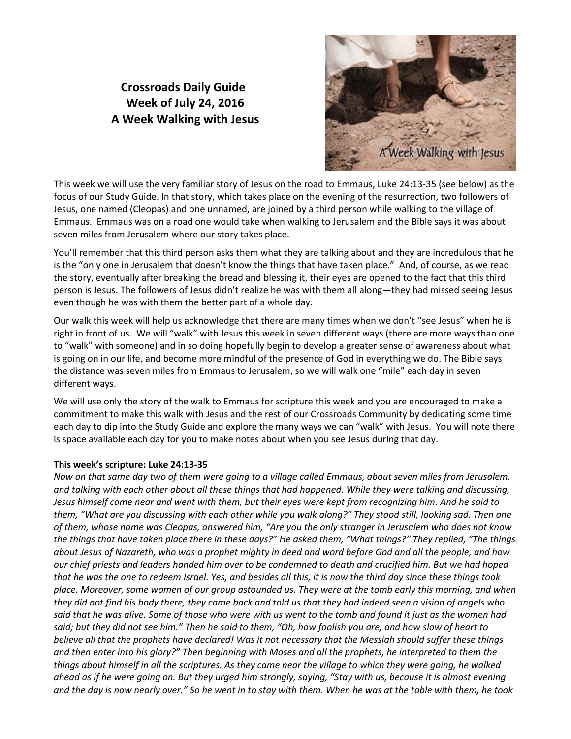# Crossroads Daily Guide
## Week of July 24, 2016
## A Week Walking with Jesus

This week we will use the very familiar story of Jesus on the road to Emmaus, Luke 24:13-35 (see below) as the focus of our Study Guide. In that story, which takes place on the evening of the resurrection, two followers of Jesus, one named (Cleopas) and one unnamed, are joined by a third person while walking to the village of Emmaus. Emmaus was on a road one would take when walking to Jerusalem and the Bible says it was about seven miles from Jerusalem where our story takes place.

You'll remember that this third person asks them what they are talking about and they are incredulous that he is the "only one in Jerusalem that doesn't know the things that have taken place." And, of course, as we read the story, eventually after breaking the bread and blessing it, their eyes are opened to the fact that this third person is Jesus. The followers of Jesus didn't realize he was with them all along—they had missed seeing Jesus even though he was with them the better part of a whole day.

Our walk this week will help us acknowledge that there are many times when we don't "see Jesus" when he is right in front of us. We will "walk" with Jesus this week in seven different ways (there are more ways than one to "walk" with someone) and in so doing hopefully begin to develop a greater sense of awareness about what is going on in our life, and become more mindful of the presence of God in everything we do. The Bible says the distance was seven miles from Emmaus to Jerusalem, so we will walk one "mile" each day in seven different ways.

We will use only the story of the walk to Emmaus for scripture this week and you are encouraged to make a commitment to make this walk with Jesus and the rest of our Crossroads Community by dedicating some time each day to dip into the Study Guide and explore the many ways we can "walk" with Jesus. You will note there is space available each day for you to make notes about when you see Jesus during that day.

**This week's scripture: Luke 24:13-35**

*Now on that same day two of them were going to a village called Emmaus, about seven miles from Jerusalem, and talking with each other about all these things that had happened. While they were talking and discussing, Jesus himself came near and went with them, but their eyes were kept from recognizing him. And he said to them, "What are you discussing with each other while you walk along?" They stood still, looking sad. Then one of them, whose name was Cleopas, answered him, "Are you the only stranger in Jerusalem who does not know the things that have taken place there in these days?" He asked them, "What things?" They replied, "The things about Jesus of Nazareth, who was a prophet mighty in deed and word before God and all the people, and how our chief priests and leaders handed him over to be condemned to death and crucified him. But we had hoped that he was the one to redeem Israel. Yes, and besides all this, it is now the third day since these things took place. Moreover, some women of our group astounded us. They were at the tomb early this morning, and when they did not find his body there, they came back and told us that they had indeed seen a vision of angels who said that he was alive. Some of those who were with us went to the tomb and found it just as the women had said; but they did not see him." Then he said to them, "Oh, how foolish you are, and how slow of heart to believe all that the prophets have declared! Was it not necessary that the Messiah should suffer these things and then enter into his glory?" Then beginning with Moses and all the prophets, he interpreted to them the things about himself in all the scriptures. As they came near the village to which they were going, he walked ahead as if he were going on. But they urged him strongly, saying, "Stay with us, because it is almost evening and the day is now nearly over." So he went in to stay with them. When he was at the table with them, he took*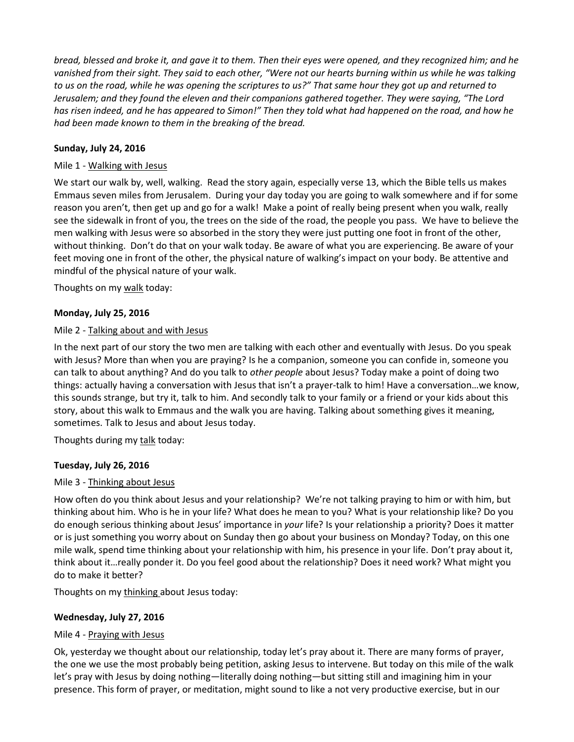*bread, blessed and broke it, and gave it to them. Then their eyes were opened, and they recognized him; and he vanished from their sight. They said to each other, "Were not our hearts burning within us while he was talking to us on the road, while he was opening the scriptures to us?" That same hour they got up and returned to Jerusalem; and they found the eleven and their companions gathered together. They were saying, "The Lord has risen indeed, and he has appeared to Simon!" Then they told what had happened on the road, and how he had been made known to them in the breaking of the bread.*

**Sunday, July 24, 2016**

Mile 1 - <u>Walking with Jesus</u>

We start our walk by, well, walking. Read the story again, especially verse 13, which the Bible tells us makes Emmaus seven miles from Jerusalem. During your day today you are going to walk somewhere and if for some reason you aren't, then get up and go for a walk! Make a point of really being present when you walk, really see the sidewalk in front of you, the trees on the side of the road, the people you pass. We have to believe the men walking with Jesus were so absorbed in the story they were just putting one foot in front of the other, without thinking. Don't do that on your walk today. Be aware of what you are experiencing. Be aware of your feet moving one in front of the other, the physical nature of walking's impact on your body. Be attentive and mindful of the physical nature of your walk.

Thoughts on my <u>walk</u> today:

**Monday, July 25, 2016**

Mile 2 - <u>Talking about and with Jesus</u>

In the next part of our story the two men are talking with each other and eventually with Jesus. Do you speak with Jesus? More than when you are praying? Is he a companion, someone you can confide in, someone you can talk to about anything? And do you talk to *other people* about Jesus? Today make a point of doing two things: actually having a conversation with Jesus that isn't a prayer-talk to him! Have a conversation…we know, this sounds strange, but try it, talk to him. And secondly talk to your family or a friend or your kids about this story, about this walk to Emmaus and the walk you are having. Talking about something gives it meaning, sometimes. Talk to Jesus and about Jesus today.

Thoughts during my <u>talk</u> today:

**Tuesday, July 26, 2016**

Mile 3 - <u>Thinking about Jesus</u>

How often do you think about Jesus and your relationship? We're not talking praying to him or with him, but thinking about him. Who is he in your life? What does he mean to you? What is your relationship like? Do you do enough serious thinking about Jesus' importance in *your* life? Is your relationship a priority? Does it matter or is just something you worry about on Sunday then go about your business on Monday? Today, on this one mile walk, spend time thinking about your relationship with him, his presence in your life. Don't pray about it, think about it…really ponder it. Do you feel good about the relationship? Does it need work? What might you do to make it better?

Thoughts on my <u>thinking</u> about Jesus today:

**Wednesday, July 27, 2016**

Mile 4 - <u>Praying with Jesus</u>

Ok, yesterday we thought about our relationship, today let's pray about it. There are many forms of prayer, the one we use the most probably being petition, asking Jesus to intervene. But today on this mile of the walk let's pray with Jesus by doing nothing—literally doing nothing—but sitting still and imagining him in your presence. This form of prayer, or meditation, might sound to like a not very productive exercise, but in our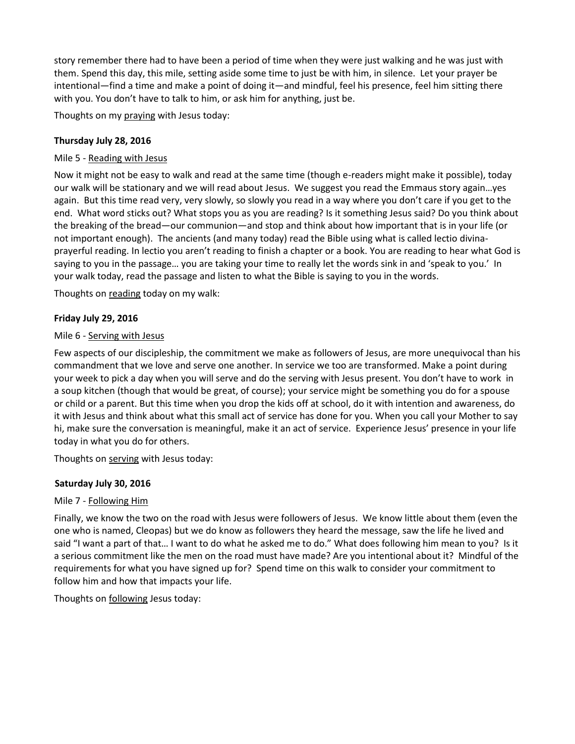story remember there had to have been a period of time when they were just walking and he was just with them. Spend this day, this mile, setting aside some time to just be with him, in silence. Let your prayer be intentional—find a time and make a point of doing it—and mindful, feel his presence, feel him sitting there with you. You don't have to talk to him, or ask him for anything, just be.

Thoughts on my praying with Jesus today:

**Thursday July 28, 2016**

Mile 5 - Reading with Jesus

Now it might not be easy to walk and read at the same time (though e-readers might make it possible), today our walk will be stationary and we will read about Jesus. We suggest you read the Emmaus story again…yes again. But this time read very, very slowly, so slowly you read in a way where you don't care if you get to the end. What word sticks out? What stops you as you are reading? Is it something Jesus said? Do you think about the breaking of the bread—our communion—and stop and think about how important that is in your life (or not important enough). The ancients (and many today) read the Bible using what is called lectio divina-prayerful reading. In lectio you aren't reading to finish a chapter or a book. You are reading to hear what God is saying to you in the passage… you are taking your time to really let the words sink in and 'speak to you.' In your walk today, read the passage and listen to what the Bible is saying to you in the words.

Thoughts on reading today on my walk:

**Friday July 29, 2016**

Mile 6 - Serving with Jesus

Few aspects of our discipleship, the commitment we make as followers of Jesus, are more unequivocal than his commandment that we love and serve one another. In service we too are transformed. Make a point during your week to pick a day when you will serve and do the serving with Jesus present. You don't have to work in a soup kitchen (though that would be great, of course); your service might be something you do for a spouse or child or a parent. But this time when you drop the kids off at school, do it with intention and awareness, do it with Jesus and think about what this small act of service has done for you. When you call your Mother to say hi, make sure the conversation is meaningful, make it an act of service. Experience Jesus' presence in your life today in what you do for others.

Thoughts on serving with Jesus today:

**Saturday July 30, 2016**

Mile 7 - Following Him

Finally, we know the two on the road with Jesus were followers of Jesus. We know little about them (even the one who is named, Cleopas) but we do know as followers they heard the message, saw the life he lived and said "I want a part of that… I want to do what he asked me to do." What does following him mean to you? Is it a serious commitment like the men on the road must have made? Are you intentional about it? Mindful of the requirements for what you have signed up for? Spend time on this walk to consider your commitment to follow him and how that impacts your life.

Thoughts on following Jesus today: